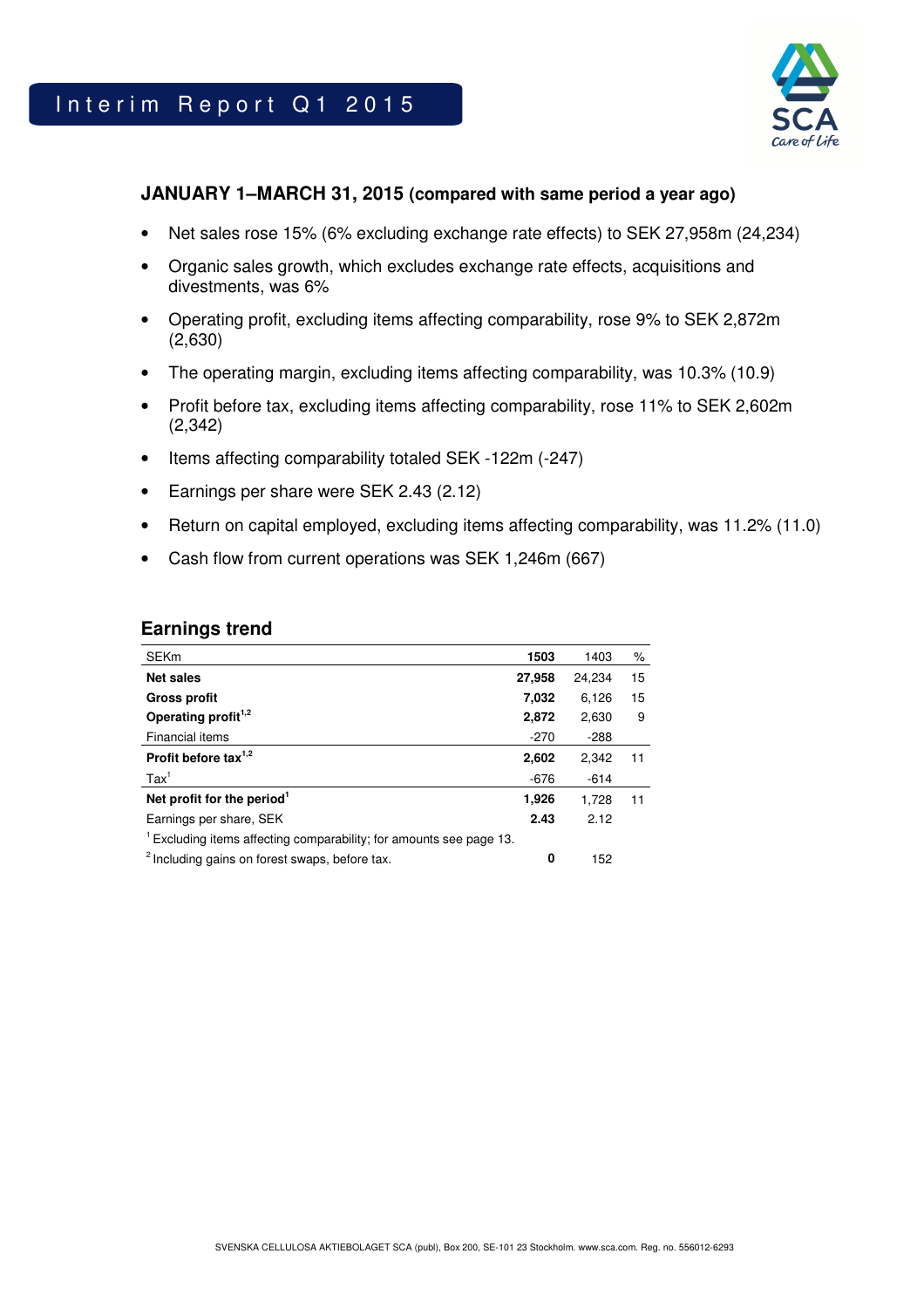# Interim Report Q1 2015

**JANUARY 1–MARCH 31, 2015 (compared with same period a year ago)**

- Net sales rose 15% (6% excluding exchange rate effects) to SEK 27,958m (24,234)
- Organic sales growth, which excludes exchange rate effects, acquisitions and divestments, was 6%
- Operating profit, excluding items affecting comparability, rose 9% to SEK 2,872m (2,630)
- The operating margin, excluding items affecting comparability, was 10.3% (10.9)
- Profit before tax, excluding items affecting comparability, rose 11% to SEK 2,602m (2,342)
- Items affecting comparability totaled SEK -122m (-247)
- Earnings per share were SEK 2.43 (2.12)
- Return on capital employed, excluding items affecting comparability, was 11.2% (11.0)
- Cash flow from current operations was SEK 1,246m (667)

## Earnings trend

| SEKm | 1503 | 1403 | % |
|---|---|---|---|
| **Net sales** | **27,958** | 24,234 | 15 |
| **Gross profit** | **7,032** | 6,126 | 15 |
| **Operating profit[1,2]** | **2,872** | 2,630 | 9 |
| Financial items | -270 | -288 | |
| **Profit before tax[1,2]** | **2,602** | 2,342 | 11 |
| Tax[1] | -676 | -614 | |
| **Net profit for the period[1]** | **1,926** | 1,728 | 11 |
| Earnings per share, SEK | **2.43** | 2.12 | |
| [1] Excluding items affecting comparability; for amounts see page 13. | | | |
| [2] Including gains on forest swaps, before tax. | **0** | 152 | |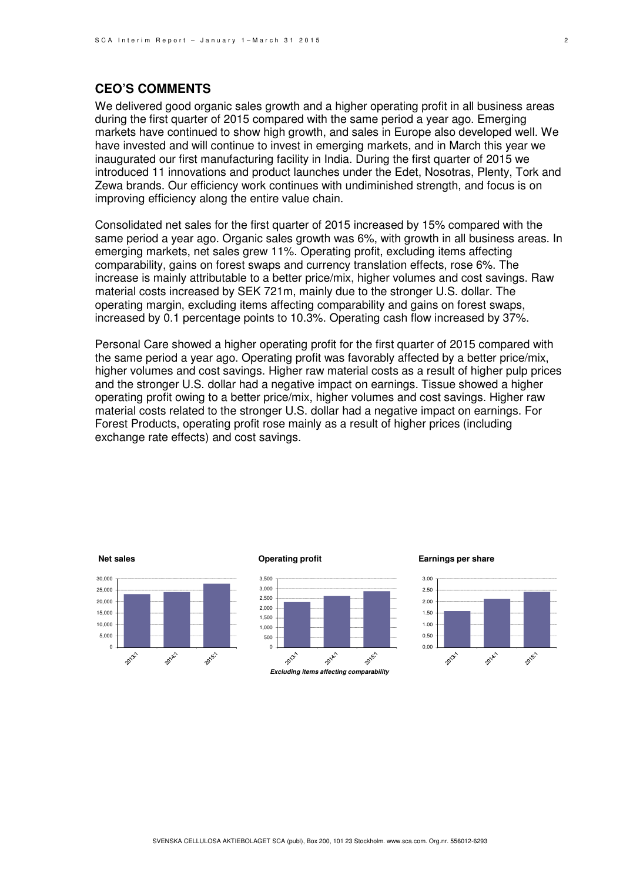## CEO'S COMMENTS

We delivered good organic sales growth and a higher operating profit in all business areas during the first quarter of 2015 compared with the same period a year ago. Emerging markets have continued to show high growth, and sales in Europe also developed well. We have invested and will continue to invest in emerging markets, and in March this year we inaugurated our first manufacturing facility in India. During the first quarter of 2015 we introduced 11 innovations and product launches under the Edet, Nosotras, Plenty, Tork and Zewa brands. Our efficiency work continues with undiminished strength, and focus is on improving efficiency along the entire value chain.

Consolidated net sales for the first quarter of 2015 increased by 15% compared with the same period a year ago. Organic sales growth was 6%, with growth in all business areas. In emerging markets, net sales grew 11%. Operating profit, excluding items affecting comparability, gains on forest swaps and currency translation effects, rose 6%. The increase is mainly attributable to a better price/mix, higher volumes and cost savings. Raw material costs increased by SEK 721m, mainly due to the stronger U.S. dollar. The operating margin, excluding items affecting comparability and gains on forest swaps, increased by 0.1 percentage points to 10.3%. Operating cash flow increased by 37%.

Personal Care showed a higher operating profit for the first quarter of 2015 compared with the same period a year ago. Operating profit was favorably affected by a better price/mix, higher volumes and cost savings. Higher raw material costs as a result of higher pulp prices and the stronger U.S. dollar had a negative impact on earnings. Tissue showed a higher operating profit owing to a better price/mix, higher volumes and cost savings. Higher raw material costs related to the stronger U.S. dollar had a negative impact on earnings. For Forest Products, operating profit rose mainly as a result of higher prices (including exchange rate effects) and cost savings.

**Net sales**

**Operating profit**

*Excluding items affecting comparability*

**Earnings per share**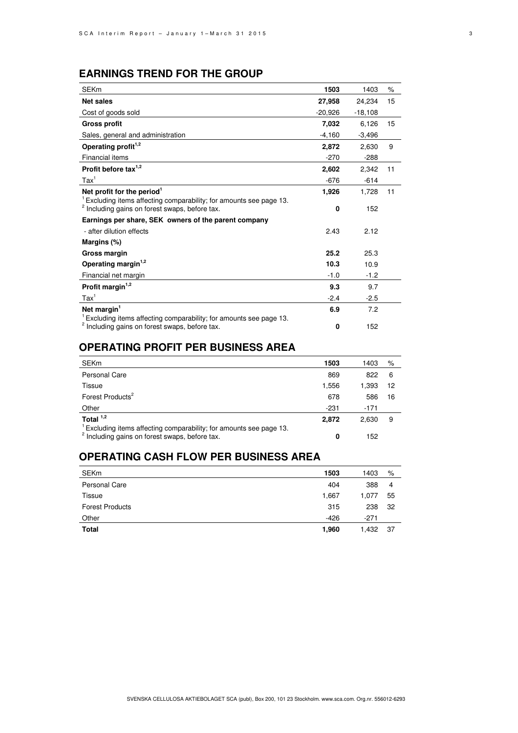## EARNINGS TREND FOR THE GROUP

| SEKm | 1503 | 1403 | % |
|---|---|---|---|
| **Net sales** | **27,958** | 24,234 | 15 |
| Cost of goods sold | -20,926 | -18,108 | |
| **Gross profit** | **7,032** | 6,126 | 15 |
| Sales, general and administration | -4,160 | -3,496 | |
| **Operating profit[1,2]** | **2,872** | 2,630 | 9 |
| Financial items | -270 | -288 | |
| **Profit before tax[1,2]** | **2,602** | 2,342 | 11 |
| Tax[1] | -676 | -614 | |
| **Net profit for the period[1]** | **1,926** | 1,728 | 11 |
| [1] Excluding items affecting comparability; for amounts see page 13.<br>[2] Including gains on forest swaps, before tax. | **0** | 152 | |
| **Earnings per share, SEK owners of the parent company** | | | |
| - after dilution effects | 2.43 | 2.12 | |
| **Margins (%)** | | | |
| **Gross margin** | **25.2** | 25.3 | |
| **Operating margin[1,2]** | **10.3** | 10.9 | |
| Financial net margin | -1.0 | -1.2 | |
| **Profit margin[1,2]** | **9.3** | 9.7 | |
| Tax[1] | -2.4 | -2.5 | |
| **Net margin[1]** | **6.9** | 7.2 | |
| [1] Excluding items affecting comparability; for amounts see page 13.<br>[2] Including gains on forest swaps, before tax. | **0** | 152 | |

## OPERATING PROFIT PER BUSINESS AREA

| SEKm | 1503 | 1403 | % |
|---|---|---|---|
| Personal Care | 869 | 822 | 6 |
| Tissue | 1,556 | 1,393 | 12 |
| Forest Products[2] | 678 | 586 | 16 |
| Other | -231 | -171 | |
| **Total [1,2]** | **2,872** | 2,630 | 9 |
| [1] Excluding items affecting comparability; for amounts see page 13.<br>[2] Including gains on forest swaps, before tax. | **0** | 152 | |

## OPERATING CASH FLOW PER BUSINESS AREA

| SEKm | 1503 | 1403 | % |
|---|---|---|---|
| Personal Care | 404 | 388 | 4 |
| Tissue | 1,667 | 1,077 | 55 |
| Forest Products | 315 | 238 | 32 |
| Other | -426 | -271 | |
| **Total** | **1,960** | 1,432 | 37 |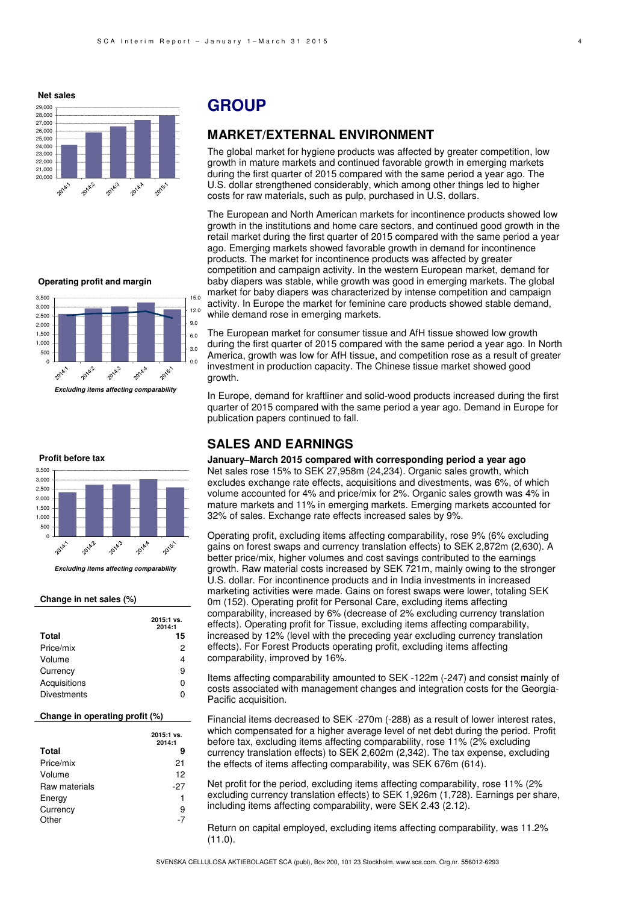**Net sales**

**Operating profit and margin**

*Excluding items affecting comparability*

**Profit before tax**

*Excluding items affecting comparability*

**Change in net sales (%)**

| | 2015:1 vs. 2014:1 |
|---|---|
| **Total** | **15** |
| Price/mix | 2 |
| Volume | 4 |
| Currency | 9 |
| Acquisitions | 0 |
| Divestments | 0 |

**Change in operating profit (%)**

| | 2015:1 vs. 2014:1 |
|---|---|
| **Total** | **9** |
| Price/mix | 21 |
| Volume | 12 |
| Raw materials | -27 |
| Energy | 1 |
| Currency | 9 |
| Other | -7 |

# GROUP

## MARKET/EXTERNAL ENVIRONMENT

The global market for hygiene products was affected by greater competition, low growth in mature markets and continued favorable growth in emerging markets during the first quarter of 2015 compared with the same period a year ago. The U.S. dollar strengthened considerably, which among other things led to higher costs for raw materials, such as pulp, purchased in U.S. dollars.

The European and North American markets for incontinence products showed low growth in the institutions and home care sectors, and continued good growth in the retail market during the first quarter of 2015 compared with the same period a year ago. Emerging markets showed favorable growth in demand for incontinence products. The market for incontinence products was affected by greater competition and campaign activity. In the western European market, demand for baby diapers was stable, while growth was good in emerging markets. The global market for baby diapers was characterized by intense competition and campaign activity. In Europe the market for feminine care products showed stable demand, while demand rose in emerging markets.

The European market for consumer tissue and AfH tissue showed low growth during the first quarter of 2015 compared with the same period a year ago. In North America, growth was low for AfH tissue, and competition rose as a result of greater investment in production capacity. The Chinese tissue market showed good growth.

In Europe, demand for kraftliner and solid-wood products increased during the first quarter of 2015 compared with the same period a year ago. Demand in Europe for publication papers continued to fall.

## SALES AND EARNINGS

**January–March 2015 compared with corresponding period a year ago**

Net sales rose 15% to SEK 27,958m (24,234). Organic sales growth, which excludes exchange rate effects, acquisitions and divestments, was 6%, of which volume accounted for 4% and price/mix for 2%. Organic sales growth was 4% in mature markets and 11% in emerging markets. Emerging markets accounted for 32% of sales. Exchange rate effects increased sales by 9%.

Operating profit, excluding items affecting comparability, rose 9% (6% excluding gains on forest swaps and currency translation effects) to SEK 2,872m (2,630). A better price/mix, higher volumes and cost savings contributed to the earnings growth. Raw material costs increased by SEK 721m, mainly owing to the stronger U.S. dollar. For incontinence products and in India investments in increased marketing activities were made. Gains on forest swaps were lower, totaling SEK 0m (152). Operating profit for Personal Care, excluding items affecting comparability, increased by 6% (decrease of 2% excluding currency translation effects). Operating profit for Tissue, excluding items affecting comparability, increased by 12% (level with the preceding year excluding currency translation effects). For Forest Products operating profit, excluding items affecting comparability, improved by 16%.

Items affecting comparability amounted to SEK -122m (-247) and consist mainly of costs associated with management changes and integration costs for the Georgia-Pacific acquisition.

Financial items decreased to SEK -270m (-288) as a result of lower interest rates, which compensated for a higher average level of net debt during the period. Profit before tax, excluding items affecting comparability, rose 11% (2% excluding currency translation effects) to SEK 2,602m (2,342). The tax expense, excluding the effects of items affecting comparability, was SEK 676m (614).

Net profit for the period, excluding items affecting comparability, rose 11% (2% excluding currency translation effects) to SEK 1,926m (1,728). Earnings per share, including items affecting comparability, were SEK 2.43 (2.12).

Return on capital employed, excluding items affecting comparability, was 11.2% (11.0).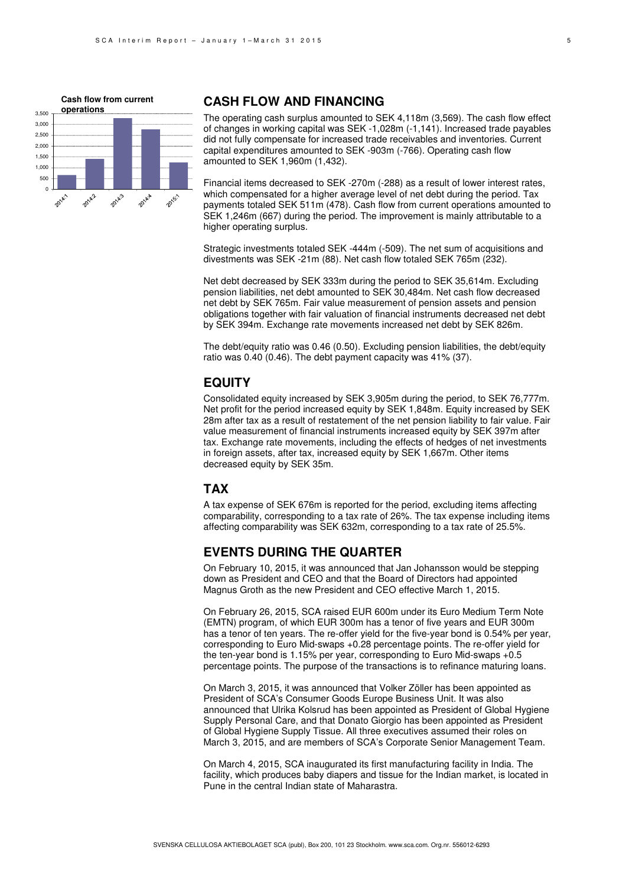**Cash flow from current operations**

## CASH FLOW AND FINANCING

The operating cash surplus amounted to SEK 4,118m (3,569). The cash flow effect of changes in working capital was SEK -1,028m (-1,141). Increased trade payables did not fully compensate for increased trade receivables and inventories. Current capital expenditures amounted to SEK -903m (-766). Operating cash flow amounted to SEK 1,960m (1,432).

Financial items decreased to SEK -270m (-288) as a result of lower interest rates, which compensated for a higher average level of net debt during the period. Tax payments totaled SEK 511m (478). Cash flow from current operations amounted to SEK 1,246m (667) during the period. The improvement is mainly attributable to a higher operating surplus.

Strategic investments totaled SEK -444m (-509). The net sum of acquisitions and divestments was SEK -21m (88). Net cash flow totaled SEK 765m (232).

Net debt decreased by SEK 333m during the period to SEK 35,614m. Excluding pension liabilities, net debt amounted to SEK 30,484m. Net cash flow decreased net debt by SEK 765m. Fair value measurement of pension assets and pension obligations together with fair valuation of financial instruments decreased net debt by SEK 394m. Exchange rate movements increased net debt by SEK 826m.

The debt/equity ratio was 0.46 (0.50). Excluding pension liabilities, the debt/equity ratio was 0.40 (0.46). The debt payment capacity was 41% (37).

## EQUITY

Consolidated equity increased by SEK 3,905m during the period, to SEK 76,777m. Net profit for the period increased equity by SEK 1,848m. Equity increased by SEK 28m after tax as a result of restatement of the net pension liability to fair value. Fair value measurement of financial instruments increased equity by SEK 397m after tax. Exchange rate movements, including the effects of hedges of net investments in foreign assets, after tax, increased equity by SEK 1,667m. Other items decreased equity by SEK 35m.

## TAX

A tax expense of SEK 676m is reported for the period, excluding items affecting comparability, corresponding to a tax rate of 26%. The tax expense including items affecting comparability was SEK 632m, corresponding to a tax rate of 25.5%.

## EVENTS DURING THE QUARTER

On February 10, 2015, it was announced that Jan Johansson would be stepping down as President and CEO and that the Board of Directors had appointed Magnus Groth as the new President and CEO effective March 1, 2015.

On February 26, 2015, SCA raised EUR 600m under its Euro Medium Term Note (EMTN) program, of which EUR 300m has a tenor of five years and EUR 300m has a tenor of ten years. The re-offer yield for the five-year bond is 0.54% per year, corresponding to Euro Mid-swaps +0.28 percentage points. The re-offer yield for the ten-year bond is 1.15% per year, corresponding to Euro Mid-swaps +0.5 percentage points. The purpose of the transactions is to refinance maturing loans.

On March 3, 2015, it was announced that Volker Zöller has been appointed as President of SCA's Consumer Goods Europe Business Unit. It was also announced that Ulrika Kolsrud has been appointed as President of Global Hygiene Supply Personal Care, and that Donato Giorgio has been appointed as President of Global Hygiene Supply Tissue. All three executives assumed their roles on March 3, 2015, and are members of SCA's Corporate Senior Management Team.

On March 4, 2015, SCA inaugurated its first manufacturing facility in India. The facility, which produces baby diapers and tissue for the Indian market, is located in Pune in the central Indian state of Maharastra.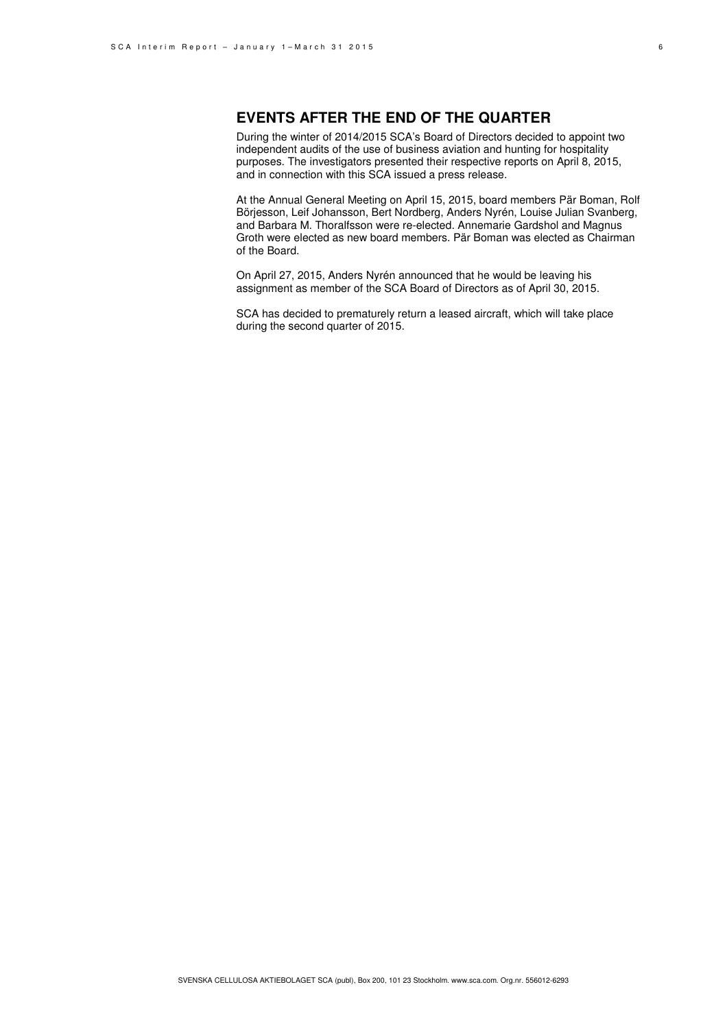## EVENTS AFTER THE END OF THE QUARTER

During the winter of 2014/2015 SCA's Board of Directors decided to appoint two independent audits of the use of business aviation and hunting for hospitality purposes. The investigators presented their respective reports on April 8, 2015, and in connection with this SCA issued a press release.

At the Annual General Meeting on April 15, 2015, board members Pär Boman, Rolf Börjesson, Leif Johansson, Bert Nordberg, Anders Nyrén, Louise Julian Svanberg, and Barbara M. Thoralfsson were re-elected. Annemarie Gardshol and Magnus Groth were elected as new board members. Pär Boman was elected as Chairman of the Board.

On April 27, 2015, Anders Nyrén announced that he would be leaving his assignment as member of the SCA Board of Directors as of April 30, 2015.

SCA has decided to prematurely return a leased aircraft, which will take place during the second quarter of 2015.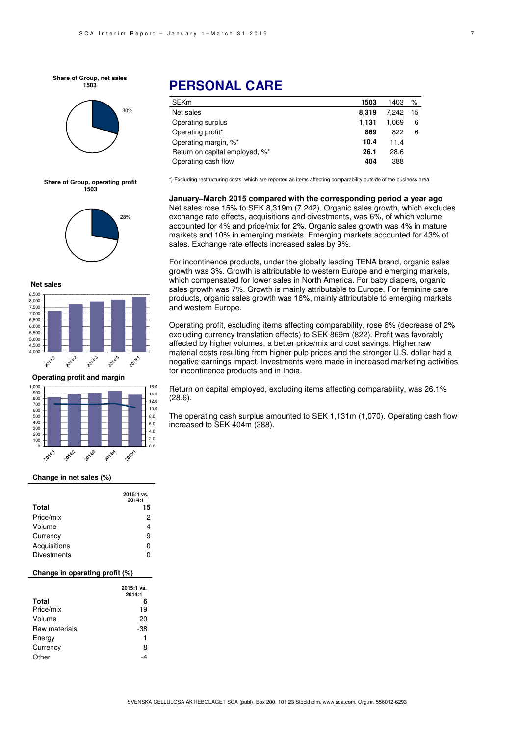# PERSONAL CARE

| SEKm | 1503 | 1403 | % |
|---|---|---|---|
| Net sales | **8,319** | 7,242 | 15 |
| Operating surplus | **1,131** | 1,069 | 6 |
| Operating profit* | **869** | 822 | 6 |
| Operating margin, %* | **10.4** | 11.4 | |
| Return on capital employed, %* | **26.1** | 28.6 | |
| Operating cash flow | **404** | 388 | |

*) Excluding restructuring costs, which are reported as items affecting comparability outside of the business area.

**January–March 2015 compared with the corresponding period a year ago**

Net sales rose 15% to SEK 8,319m (7,242). Organic sales growth, which excludes exchange rate effects, acquisitions and divestments, was 6%, of which volume accounted for 4% and price/mix for 2%. Organic sales growth was 4% in mature markets and 10% in emerging markets. Emerging markets accounted for 43% of sales. Exchange rate effects increased sales by 9%.

For incontinence products, under the globally leading TENA brand, organic sales growth was 3%. Growth is attributable to western Europe and emerging markets, which compensated for lower sales in North America. For baby diapers, organic sales growth was 7%. Growth is mainly attributable to Europe. For feminine care products, organic sales growth was 16%, mainly attributable to emerging markets and western Europe.

Operating profit, excluding items affecting comparability, rose 6% (decrease of 2% excluding currency translation effects) to SEK 869m (822). Profit was favorably affected by higher volumes, a better price/mix and cost savings. Higher raw material costs resulting from higher pulp prices and the stronger U.S. dollar had a negative earnings impact. Investments were made in increased marketing activities for incontinence products and in India.

Return on capital employed, excluding items affecting comparability, was 26.1% (28.6).

The operating cash surplus amounted to SEK 1,131m (1,070). Operating cash flow increased to SEK 404m (388).

**Share of Group, net sales 1503**

30%

**Share of Group, operating profit 1503**

28%

**Net sales**

**Operating profit and margin**

**Change in net sales (%)**

| | 2015:1 vs. 2014:1 |
|---|---|
| **Total** | **15** |
| Price/mix | 2 |
| Volume | 4 |
| Currency | 9 |
| Acquisitions | 0 |
| Divestments | 0 |

**Change in operating profit (%)**

| | 2015:1 vs. 2014:1 |
|---|---|
| **Total** | **6** |
| Price/mix | 19 |
| Volume | 20 |
| Raw materials | -38 |
| Energy | 1 |
| Currency | 8 |
| Other | -4 |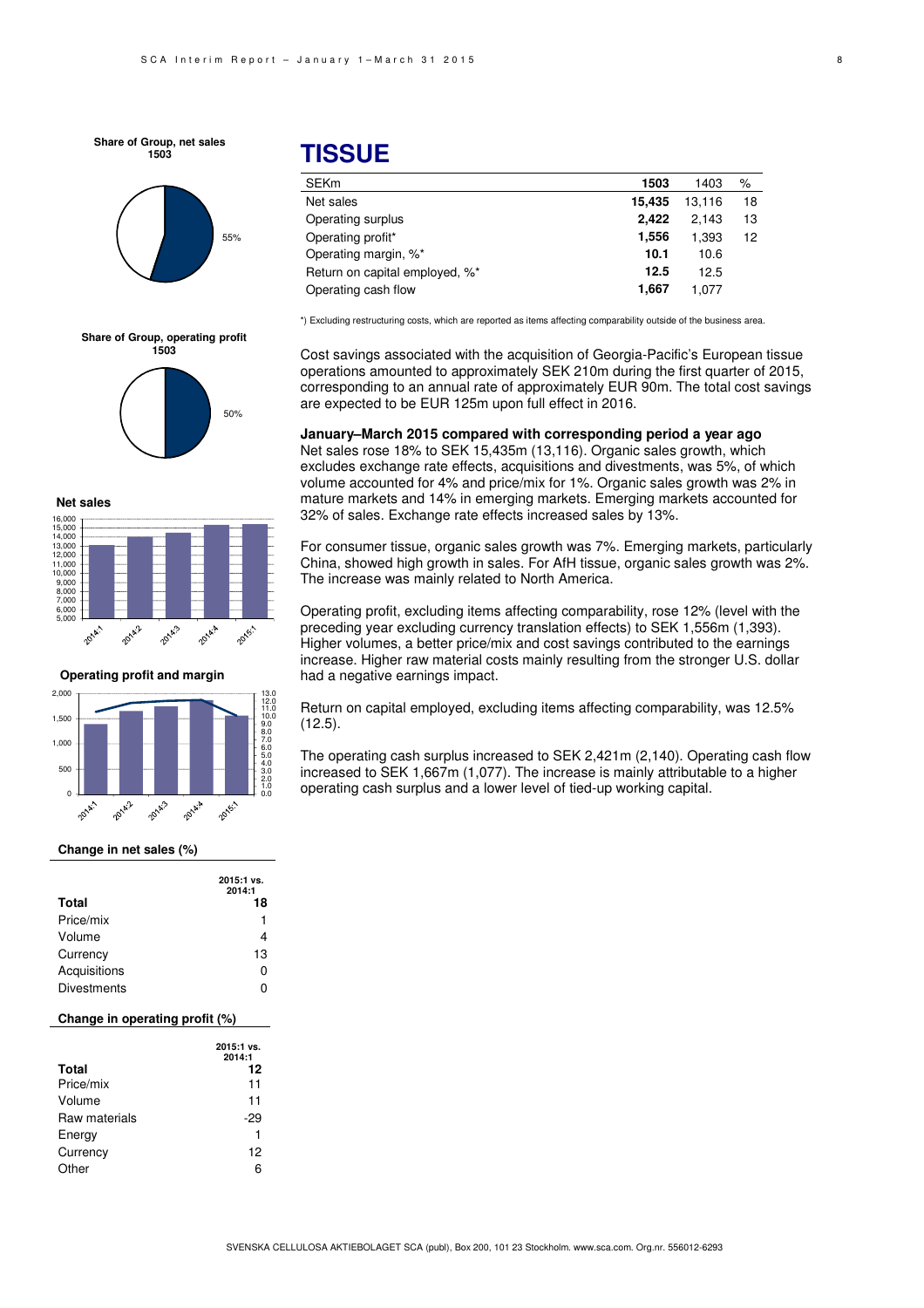# TISSUE

| SEKm | 1503 | 1403 | % |
|---|---|---|---|
| Net sales | **15,435** | 13,116 | 18 |
| Operating surplus | **2,422** | 2,143 | 13 |
| Operating profit* | **1,556** | 1,393 | 12 |
| Operating margin, %* | **10.1** | 10.6 | |
| Return on capital employed, %* | **12.5** | 12.5 | |
| Operating cash flow | **1,667** | 1,077 | |

*) Excluding restructuring costs, which are reported as items affecting comparability outside of the business area.

Cost savings associated with the acquisition of Georgia-Pacific's European tissue operations amounted to approximately SEK 210m during the first quarter of 2015, corresponding to an annual rate of approximately EUR 90m. The total cost savings are expected to be EUR 125m upon full effect in 2016.

**January–March 2015 compared with corresponding period a year ago**

Net sales rose 18% to SEK 15,435m (13,116). Organic sales growth, which excludes exchange rate effects, acquisitions and divestments, was 5%, of which volume accounted for 4% and price/mix for 1%. Organic sales growth was 2% in mature markets and 14% in emerging markets. Emerging markets accounted for 32% of sales. Exchange rate effects increased sales by 13%.

For consumer tissue, organic sales growth was 7%. Emerging markets, particularly China, showed high growth in sales. For AfH tissue, organic sales growth was 2%. The increase was mainly related to North America.

Operating profit, excluding items affecting comparability, rose 12% (level with the preceding year excluding currency translation effects) to SEK 1,556m (1,393). Higher volumes, a better price/mix and cost savings contributed to the earnings increase. Higher raw material costs mainly resulting from the stronger U.S. dollar had a negative earnings impact.

Return on capital employed, excluding items affecting comparability, was 12.5% (12.5).

The operating cash surplus increased to SEK 2,421m (2,140). Operating cash flow increased to SEK 1,667m (1,077). The increase is mainly attributable to a higher operating cash surplus and a lower level of tied-up working capital.

**Share of Group, net sales 1503**

55%

**Share of Group, operating profit 1503**

50%

**Net sales**

**Operating profit and margin**

**Change in net sales (%)**

| | 2015:1 vs. 2014:1 |
|---|---|
| **Total** | **18** |
| Price/mix | 1 |
| Volume | 4 |
| Currency | 13 |
| Acquisitions | 0 |
| Divestments | 0 |

**Change in operating profit (%)**

| | 2015:1 vs. 2014:1 |
|---|---|
| **Total** | **12** |
| Price/mix | 11 |
| Volume | 11 |
| Raw materials | -29 |
| Energy | 1 |
| Currency | 12 |
| Other | 6 |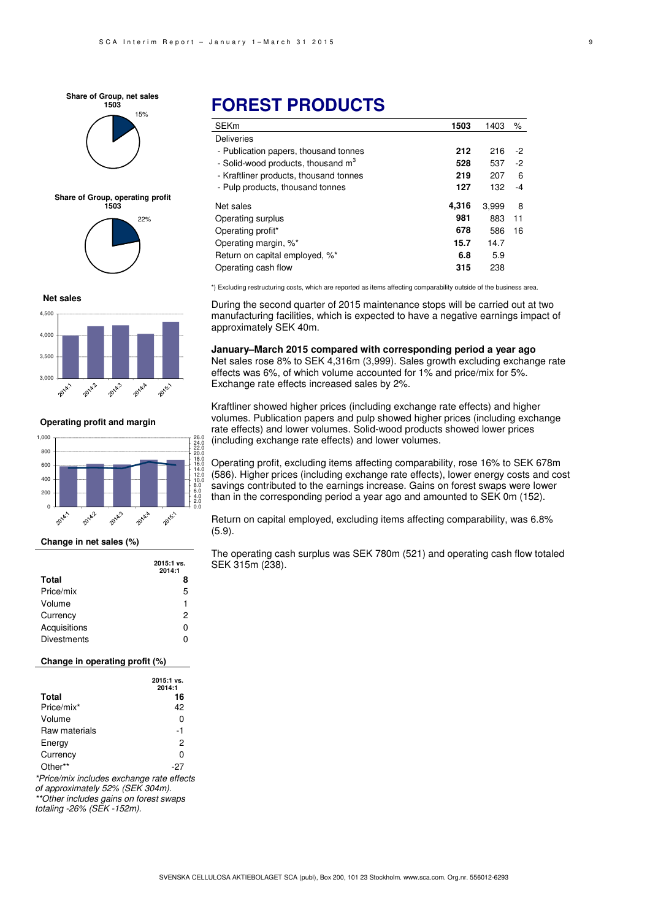**Share of Group, net sales 1503**

15%

**Share of Group, operating profit 1503**

22%

**Net sales**

**Operating profit and margin**

**Change in net sales (%)**

| | 2015:1 vs. 2014:1 |
|---|---|
| **Total** | **8** |
| Price/mix | 5 |
| Volume | 1 |
| Currency | 2 |
| Acquisitions | 0 |
| Divestments | 0 |

**Change in operating profit (%)**

| | 2015:1 vs. 2014:1 |
|---|---|
| **Total** | **16** |
| Price/mix* | 42 |
| Volume | 0 |
| Raw materials | -1 |
| Energy | 2 |
| Currency | 0 |
| Other** | -27 |

*\*Price/mix includes exchange rate effects of approximately 52% (SEK 304m).*
*\*\*Other includes gains on forest swaps totaling -26% (SEK -152m).*

# FOREST PRODUCTS

| SEKm | 1503 | 1403 | % |
|---|---|---|---|
| Deliveries | | | |
| - Publication papers, thousand tonnes | **212** | 216 | -2 |
| - Solid-wood products, thousand m$^3$ | **528** | 537 | -2 |
| - Kraftliner products, thousand tonnes | **219** | 207 | 6 |
| - Pulp products, thousand tonnes | **127** | 132 | -4 |
| Net sales | **4,316** | 3,999 | 8 |
| Operating surplus | **981** | 883 | 11 |
| Operating profit* | **678** | 586 | 16 |
| Operating margin, %* | **15.7** | 14.7 | |
| Return on capital employed, %* | **6.8** | 5.9 | |
| Operating cash flow | **315** | 238 | |

*) Excluding restructuring costs, which are reported as items affecting comparability outside of the business area.

During the second quarter of 2015 maintenance stops will be carried out at two manufacturing facilities, which is expected to have a negative earnings impact of approximately SEK 40m.

**January–March 2015 compared with corresponding period a year ago**
Net sales rose 8% to SEK 4,316m (3,999). Sales growth excluding exchange rate effects was 6%, of which volume accounted for 1% and price/mix for 5%. Exchange rate effects increased sales by 2%.

Kraftliner showed higher prices (including exchange rate effects) and higher volumes. Publication papers and pulp showed higher prices (including exchange rate effects) and lower volumes. Solid-wood products showed lower prices (including exchange rate effects) and lower volumes.

Operating profit, excluding items affecting comparability, rose 16% to SEK 678m (586). Higher prices (including exchange rate effects), lower energy costs and cost savings contributed to the earnings increase. Gains on forest swaps were lower than in the corresponding period a year ago and amounted to SEK 0m (152).

Return on capital employed, excluding items affecting comparability, was 6.8% (5.9).

The operating cash surplus was SEK 780m (521) and operating cash flow totaled SEK 315m (238).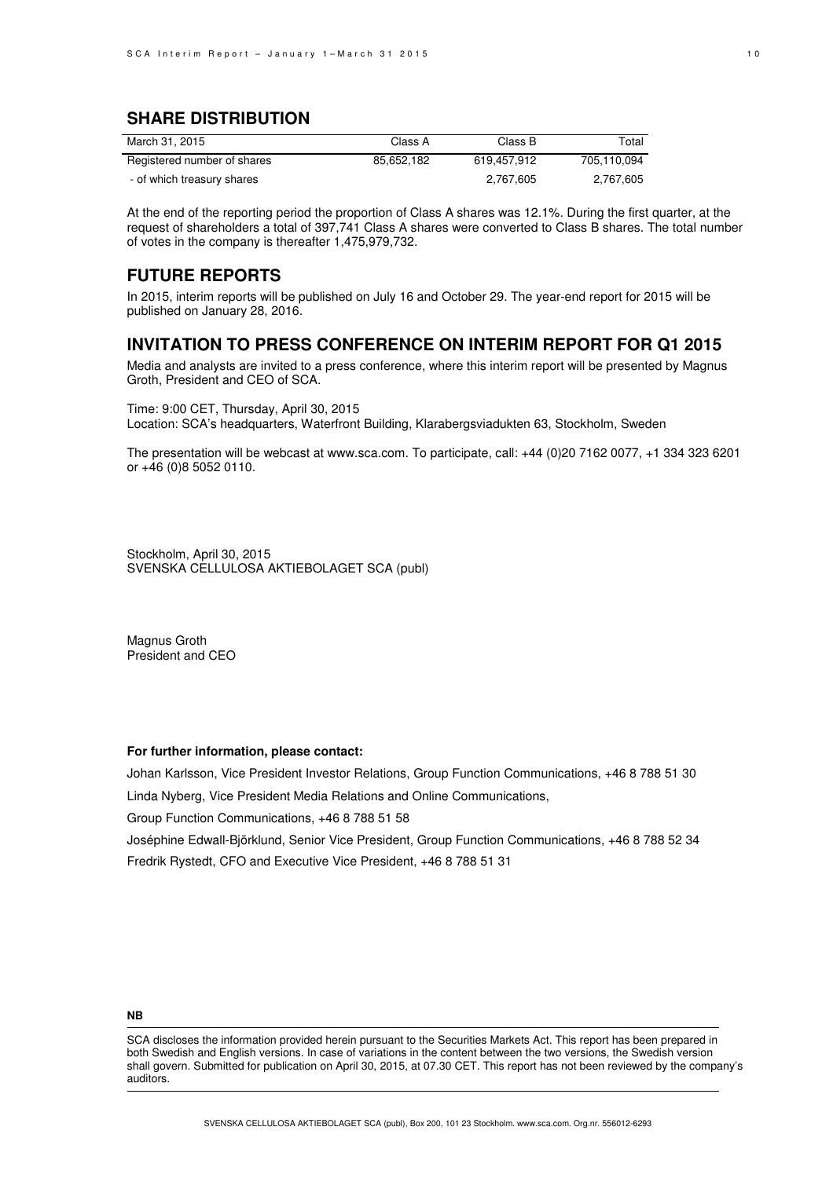## SHARE DISTRIBUTION

| March 31, 2015 | Class A | Class B | Total |
|---|---|---|---|
| Registered number of shares | 85,652,182 | 619,457,912 | 705,110,094 |
| - of which treasury shares | | 2,767,605 | 2,767,605 |

At the end of the reporting period the proportion of Class A shares was 12.1%. During the first quarter, at the request of shareholders a total of 397,741 Class A shares were converted to Class B shares. The total number of votes in the company is thereafter 1,475,979,732.

## FUTURE REPORTS

In 2015, interim reports will be published on July 16 and October 29. The year-end report for 2015 will be published on January 28, 2016.

## INVITATION TO PRESS CONFERENCE ON INTERIM REPORT FOR Q1 2015

Media and analysts are invited to a press conference, where this interim report will be presented by Magnus Groth, President and CEO of SCA.

Time: 9:00 CET, Thursday, April 30, 2015
Location: SCA's headquarters, Waterfront Building, Klarabergsviadukten 63, Stockholm, Sweden

The presentation will be webcast at www.sca.com. To participate, call: +44 (0)20 7162 0077, +1 334 323 6201 or +46 (0)8 5052 0110.

Stockholm, April 30, 2015
SVENSKA CELLULOSA AKTIEBOLAGET SCA (publ)

Magnus Groth
President and CEO

**For further information, please contact:**

Johan Karlsson, Vice President Investor Relations, Group Function Communications, +46 8 788 51 30

Linda Nyberg, Vice President Media Relations and Online Communications,

Group Function Communications, +46 8 788 51 58

Joséphine Edwall-Björklund, Senior Vice President, Group Function Communications, +46 8 788 52 34

Fredrik Rystedt, CFO and Executive Vice President, +46 8 788 51 31

**NB**

SCA discloses the information provided herein pursuant to the Securities Markets Act. This report has been prepared in both Swedish and English versions. In case of variations in the content between the two versions, the Swedish version shall govern. Submitted for publication on April 30, 2015, at 07.30 CET. This report has not been reviewed by the company's auditors.

SVENSKA CELLULOSA AKTIEBOLAGET SCA (publ), Box 200, 101 23 Stockholm. www.sca.com. Org.nr. 556012-6293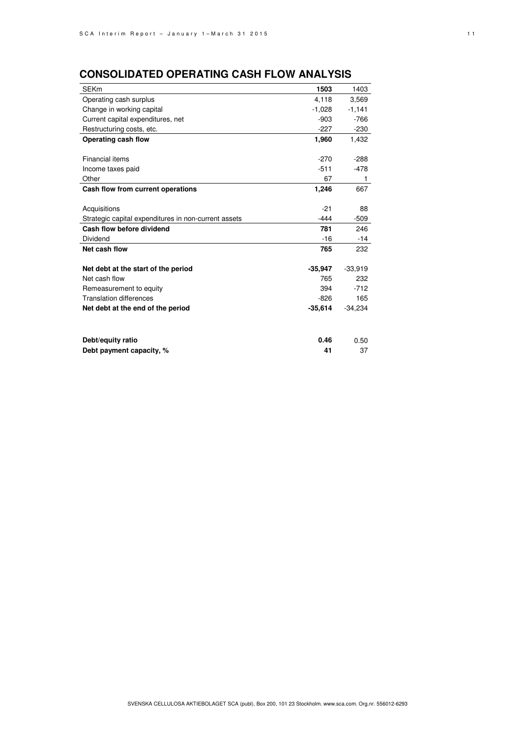## CONSOLIDATED OPERATING CASH FLOW ANALYSIS

| SEKm | **1503** | 1403 |
|---|---|---|
| Operating cash surplus | 4,118 | 3,569 |
| Change in working capital | -1,028 | -1,141 |
| Current capital expenditures, net | -903 | -766 |
| Restructuring costs, etc. | -227 | -230 |
| **Operating cash flow** | **1,960** | 1,432 |
| | | |
| Financial items | -270 | -288 |
| Income taxes paid | -511 | -478 |
| Other | 67 | 1 |
| **Cash flow from current operations** | **1,246** | 667 |
| | | |
| Acquisitions | -21 | 88 |
| Strategic capital expenditures in non-current assets | -444 | -509 |
| **Cash flow before dividend** | **781** | 246 |
| Dividend | -16 | -14 |
| **Net cash flow** | **765** | 232 |
| | | |
| **Net debt at the start of the period** | **-35,947** | -33,919 |
| Net cash flow | 765 | 232 |
| Remeasurement to equity | 394 | -712 |
| Translation differences | -826 | 165 |
| **Net debt at the end of the period** | **-35,614** | -34,234 |
| | | |
| **Debt/equity ratio** | **0.46** | 0.50 |
| **Debt payment capacity, %** | **41** | 37 |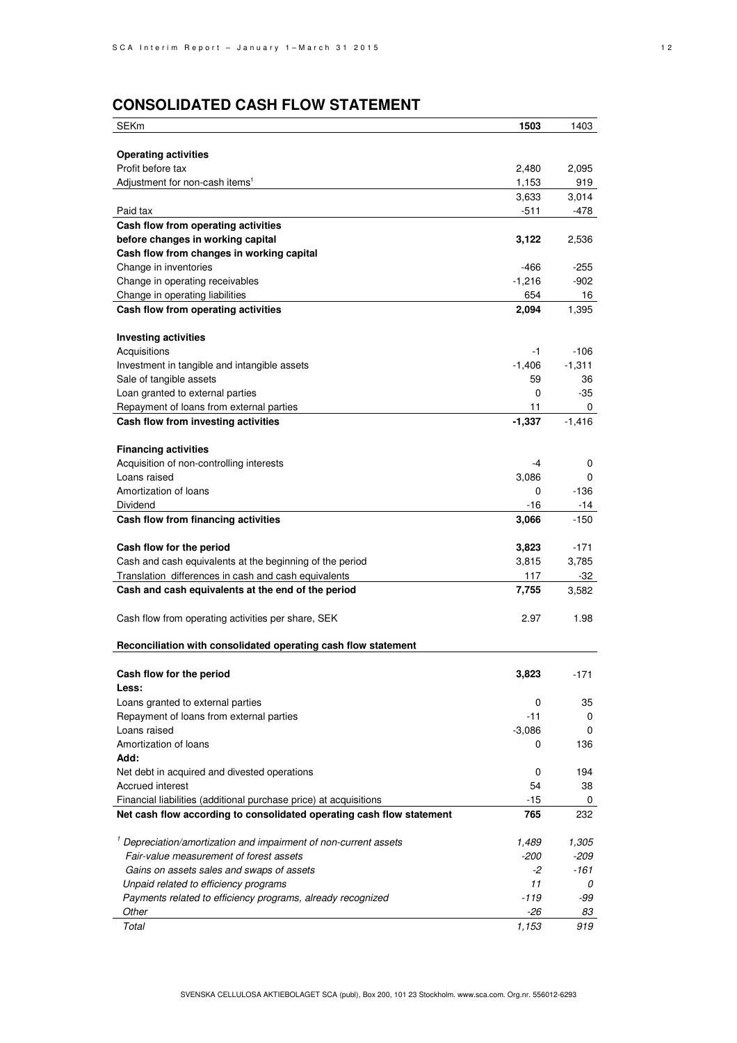## CONSOLIDATED CASH FLOW STATEMENT

| SEKm | **1503** | 1403 |
|---|---|---|
| **Operating activities** | | |
| Profit before tax | 2,480 | 2,095 |
| Adjustment for non-cash items[1] | 1,153 | 919 |
| | 3,633 | 3,014 |
| Paid tax | -511 | -478 |
| **Cash flow from operating activities before changes in working capital** | **3,122** | 2,536 |
| **Cash flow from changes in working capital** | | |
| Change in inventories | -466 | -255 |
| Change in operating receivables | -1,216 | -902 |
| Change in operating liabilities | 654 | 16 |
| **Cash flow from operating activities** | **2,094** | 1,395 |
| **Investing activities** | | |
| Acquisitions | -1 | -106 |
| Investment in tangible and intangible assets | -1,406 | -1,311 |
| Sale of tangible assets | 59 | 36 |
| Loan granted to external parties | 0 | -35 |
| Repayment of loans from external parties | 11 | 0 |
| **Cash flow from investing activities** | **-1,337** | -1,416 |
| **Financing activities** | | |
| Acquisition of non-controlling interests | -4 | 0 |
| Loans raised | 3,086 | 0 |
| Amortization of loans | 0 | -136 |
| Dividend | -16 | -14 |
| **Cash flow from financing activities** | **3,066** | -150 |
| **Cash flow for the period** | **3,823** | -171 |
| Cash and cash equivalents at the beginning of the period | 3,815 | 3,785 |
| Translation differences in cash and cash equivalents | 117 | -32 |
| **Cash and cash equivalents at the end of the period** | **7,755** | 3,582 |
| Cash flow from operating activities per share, SEK | 2.97 | 1.98 |

**Reconciliation with consolidated operating cash flow statement**

| | | |
|---|---|---|
| **Cash flow for the period** | **3,823** | -171 |
| **Less:** | | |
| Loans granted to external parties | 0 | 35 |
| Repayment of loans from external parties | -11 | 0 |
| Loans raised | -3,086 | 0 |
| Amortization of loans | 0 | 136 |
| **Add:** | | |
| Net debt in acquired and divested operations | 0 | 194 |
| Accrued interest | 54 | 38 |
| Financial liabilities (additional purchase price) at acquisitions | -15 | 0 |
| **Net cash flow according to consolidated operating cash flow statement** | **765** | 232 |

| | | |
|---|---|---|
| *[1] Depreciation/amortization and impairment of non-current assets* | *1,489* | *1,305* |
| *Fair-value measurement of forest assets* | *-200* | *-209* |
| *Gains on assets sales and swaps of assets* | *-2* | *-161* |
| *Unpaid related to efficiency programs* | *11* | *0* |
| *Payments related to efficiency programs, already recognized* | *-119* | *-99* |
| *Other* | *-26* | *83* |
| *Total* | *1,153* | *919* |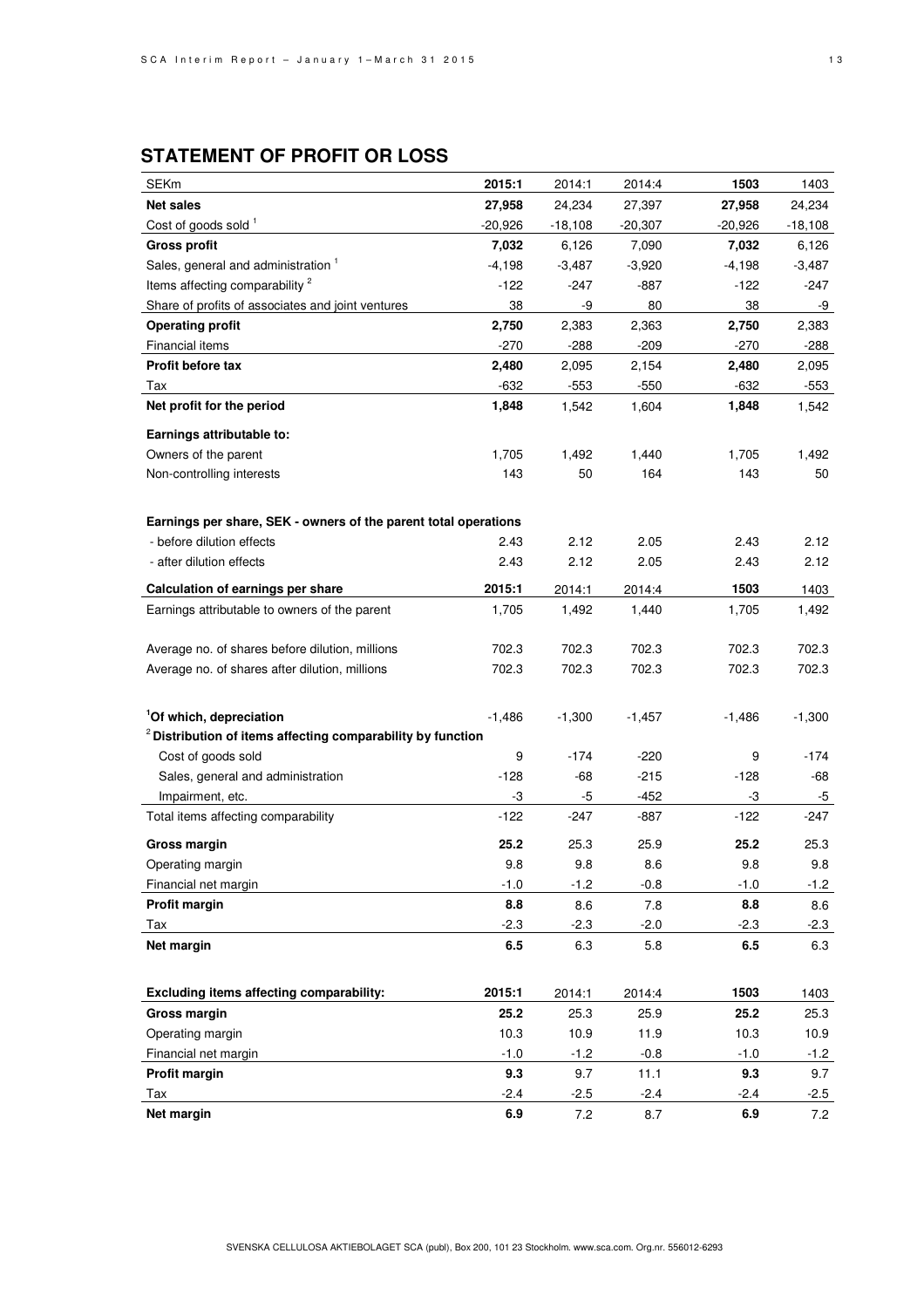## STATEMENT OF PROFIT OR LOSS

| SEKm | 2015:1 | 2014:1 | 2014:4 | 1503 | 1403 |
|---|---|---|---|---|---|
| **Net sales** | **27,958** | 24,234 | 27,397 | **27,958** | 24,234 |
| Cost of goods sold [1] | -20,926 | -18,108 | -20,307 | -20,926 | -18,108 |
| **Gross profit** | **7,032** | 6,126 | 7,090 | **7,032** | 6,126 |
| Sales, general and administration [1] | -4,198 | -3,487 | -3,920 | -4,198 | -3,487 |
| Items affecting comparability [2] | -122 | -247 | -887 | -122 | -247 |
| Share of profits of associates and joint ventures | 38 | -9 | 80 | 38 | -9 |
| **Operating profit** | **2,750** | 2,383 | 2,363 | **2,750** | 2,383 |
| Financial items | -270 | -288 | -209 | -270 | -288 |
| **Profit before tax** | **2,480** | 2,095 | 2,154 | **2,480** | 2,095 |
| Tax | -632 | -553 | -550 | -632 | -553 |
| **Net profit for the period** | **1,848** | 1,542 | 1,604 | **1,848** | 1,542 |
| **Earnings attributable to:** | | | | | |
| Owners of the parent | 1,705 | 1,492 | 1,440 | 1,705 | 1,492 |
| Non-controlling interests | 143 | 50 | 164 | 143 | 50 |
| | | | | | |
| **Earnings per share, SEK - owners of the parent total operations** | | | | | |
| - before dilution effects | 2.43 | 2.12 | 2.05 | 2.43 | 2.12 |
| - after dilution effects | 2.43 | 2.12 | 2.05 | 2.43 | 2.12 |
| **Calculation of earnings per share** | **2015:1** | 2014:1 | 2014:4 | **1503** | 1403 |
| Earnings attributable to owners of the parent | 1,705 | 1,492 | 1,440 | 1,705 | 1,492 |
| | | | | | |
| Average no. of shares before dilution, millions | 702.3 | 702.3 | 702.3 | 702.3 | 702.3 |
| Average no. of shares after dilution, millions | 702.3 | 702.3 | 702.3 | 702.3 | 702.3 |
| | | | | | |
| **[1] Of which, depreciation** | -1,486 | -1,300 | -1,457 | -1,486 | -1,300 |
| **[2] Distribution of items affecting comparability by function** | | | | | |
| Cost of goods sold | 9 | -174 | -220 | 9 | -174 |
| Sales, general and administration | -128 | -68 | -215 | -128 | -68 |
| Impairment, etc. | -3 | -5 | -452 | -3 | -5 |
| Total items affecting comparability | -122 | -247 | -887 | -122 | -247 |
| **Gross margin** | **25.2** | 25.3 | 25.9 | **25.2** | 25.3 |
| Operating margin | 9.8 | 9.8 | 8.6 | 9.8 | 9.8 |
| Financial net margin | -1.0 | -1.2 | -0.8 | -1.0 | -1.2 |
| **Profit margin** | **8.8** | 8.6 | 7.8 | **8.8** | 8.6 |
| Tax | -2.3 | -2.3 | -2.0 | -2.3 | -2.3 |
| **Net margin** | **6.5** | 6.3 | 5.8 | **6.5** | 6.3 |

| **Excluding items affecting comparability:** | **2015:1** | 2014:1 | 2014:4 | **1503** | 1403 |
|---|---|---|---|---|---|
| **Gross margin** | **25.2** | 25.3 | 25.9 | **25.2** | 25.3 |
| Operating margin | 10.3 | 10.9 | 11.9 | 10.3 | 10.9 |
| Financial net margin | -1.0 | -1.2 | -0.8 | -1.0 | -1.2 |
| **Profit margin** | **9.3** | 9.7 | 11.1 | **9.3** | 9.7 |
| Tax | -2.4 | -2.5 | -2.4 | -2.4 | -2.5 |
| **Net margin** | **6.9** | 7.2 | 8.7 | **6.9** | 7.2 |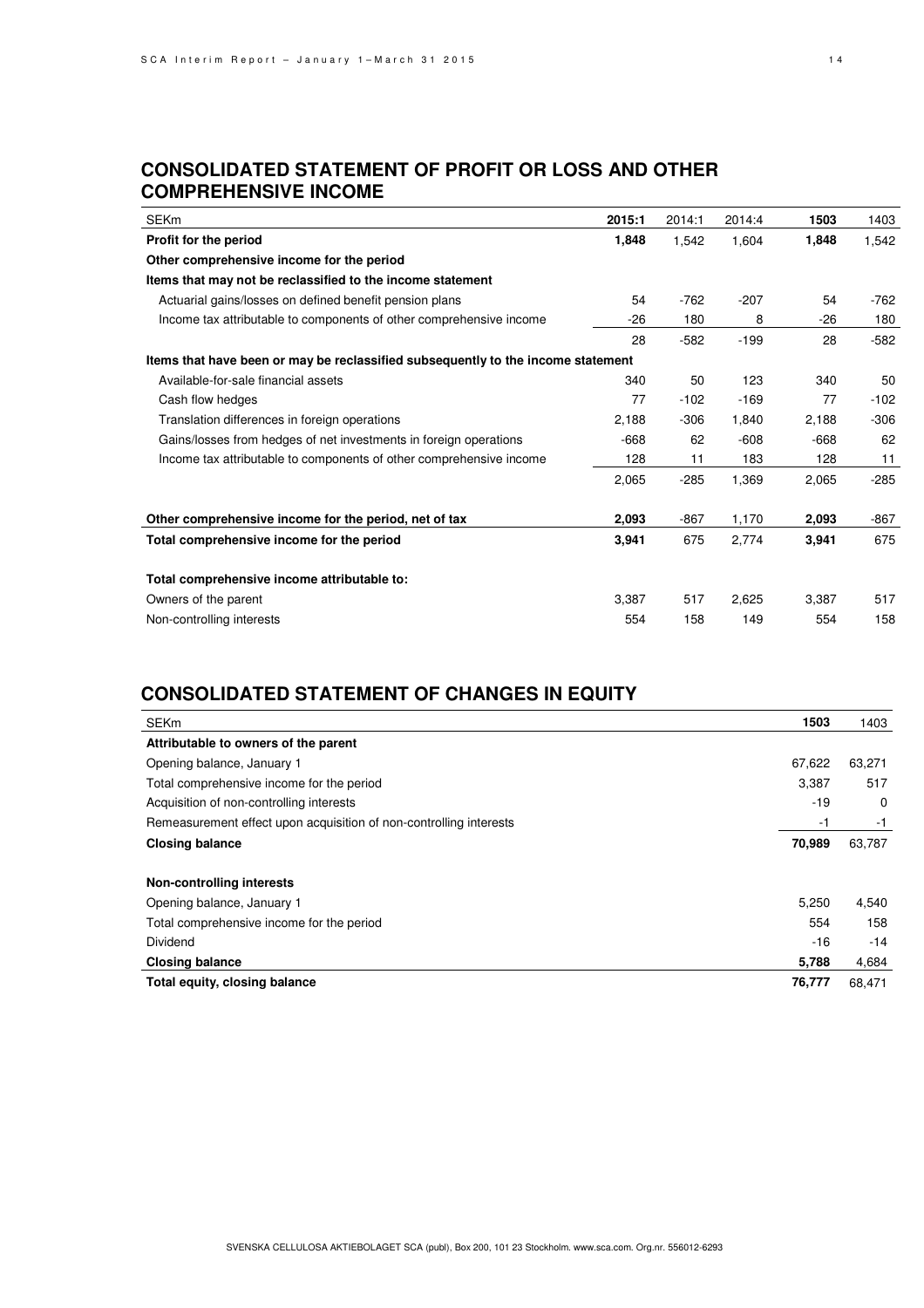## CONSOLIDATED STATEMENT OF PROFIT OR LOSS AND OTHER COMPREHENSIVE INCOME

| SEKm | **2015:1** | 2014:1 | 2014:4 | **1503** | 1403 |
|---|---|---|---|---|---|
| **Profit for the period** | **1,848** | 1,542 | 1,604 | **1,848** | 1,542 |
| **Other comprehensive income for the period** | | | | | |
| **Items that may not be reclassified to the income statement** | | | | | |
| Actuarial gains/losses on defined benefit pension plans | 54 | -762 | -207 | 54 | -762 |
| Income tax attributable to components of other comprehensive income | -26 | 180 | 8 | -26 | 180 |
| | 28 | -582 | -199 | 28 | -582 |
| **Items that have been or may be reclassified subsequently to the income statement** | | | | | |
| Available-for-sale financial assets | 340 | 50 | 123 | 340 | 50 |
| Cash flow hedges | 77 | -102 | -169 | 77 | -102 |
| Translation differences in foreign operations | 2,188 | -306 | 1,840 | 2,188 | -306 |
| Gains/losses from hedges of net investments in foreign operations | -668 | 62 | -608 | -668 | 62 |
| Income tax attributable to components of other comprehensive income | 128 | 11 | 183 | 128 | 11 |
| | 2,065 | -285 | 1,369 | 2,065 | -285 |
| **Other comprehensive income for the period, net of tax** | **2,093** | -867 | 1,170 | **2,093** | -867 |
| **Total comprehensive income for the period** | **3,941** | 675 | 2,774 | **3,941** | 675 |
| **Total comprehensive income attributable to:** | | | | | |
| Owners of the parent | 3,387 | 517 | 2,625 | 3,387 | 517 |
| Non-controlling interests | 554 | 158 | 149 | 554 | 158 |

## CONSOLIDATED STATEMENT OF CHANGES IN EQUITY

| SEKm | **1503** | 1403 |
|---|---|---|
| **Attributable to owners of the parent** | | |
| Opening balance, January 1 | 67,622 | 63,271 |
| Total comprehensive income for the period | 3,387 | 517 |
| Acquisition of non-controlling interests | -19 | 0 |
| Remeasurement effect upon acquisition of non-controlling interests | -1 | -1 |
| **Closing balance** | **70,989** | 63,787 |
| **Non-controlling interests** | | |
| Opening balance, January 1 | 5,250 | 4,540 |
| Total comprehensive income for the period | 554 | 158 |
| Dividend | -16 | -14 |
| **Closing balance** | **5,788** | 4,684 |
| **Total equity, closing balance** | **76,777** | 68,471 |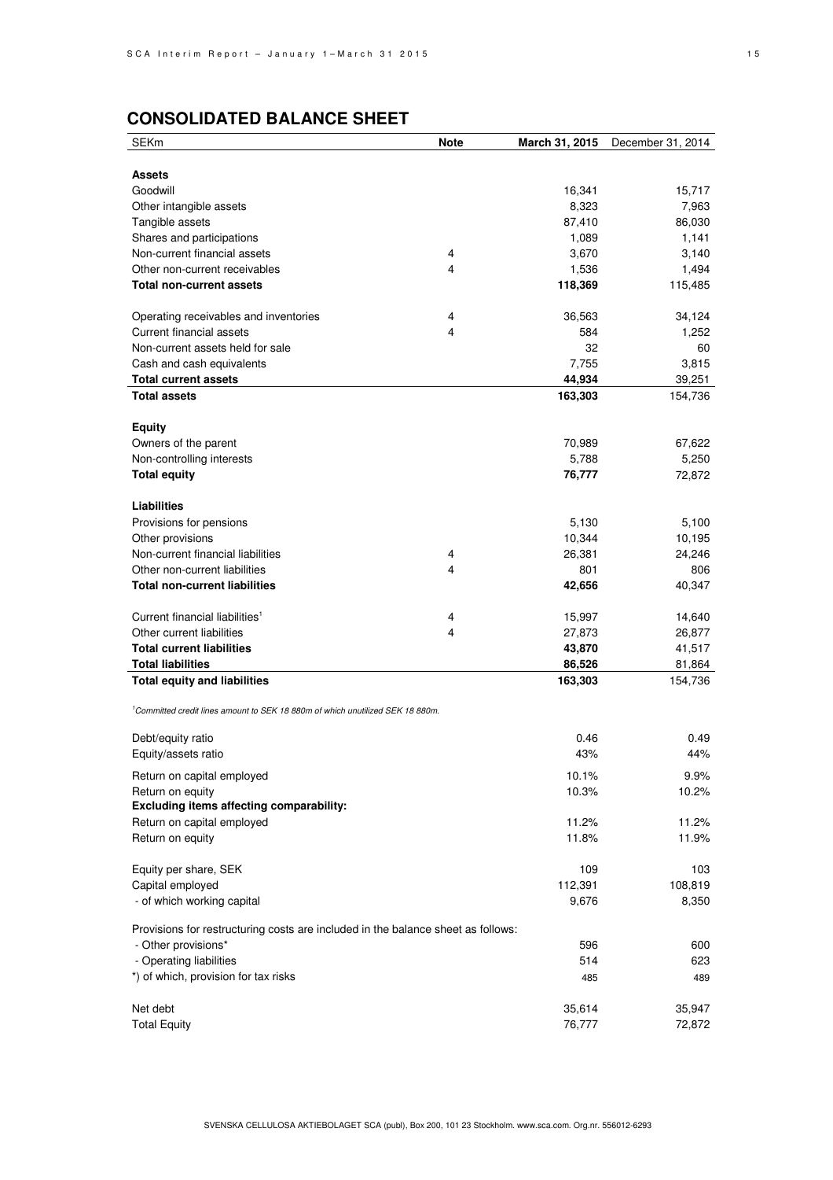## CONSOLIDATED BALANCE SHEET

| SEKm | Note | March 31, 2015 | December 31, 2014 |
|---|---|---|---|
| **Assets** | | | |
| Goodwill | | 16,341 | 15,717 |
| Other intangible assets | | 8,323 | 7,963 |
| Tangible assets | | 87,410 | 86,030 |
| Shares and participations | | 1,089 | 1,141 |
| Non-current financial assets | 4 | 3,670 | 3,140 |
| Other non-current receivables | 4 | 1,536 | 1,494 |
| **Total non-current assets** | | **118,369** | 115,485 |
| Operating receivables and inventories | 4 | 36,563 | 34,124 |
| Current financial assets | 4 | 584 | 1,252 |
| Non-current assets held for sale | | 32 | 60 |
| Cash and cash equivalents | | 7,755 | 3,815 |
| **Total current assets** | | **44,934** | 39,251 |
| **Total assets** | | **163,303** | 154,736 |
| **Equity** | | | |
| Owners of the parent | | 70,989 | 67,622 |
| Non-controlling interests | | 5,788 | 5,250 |
| **Total equity** | | **76,777** | 72,872 |
| **Liabilities** | | | |
| Provisions for pensions | | 5,130 | 5,100 |
| Other provisions | | 10,344 | 10,195 |
| Non-current financial liabilities | 4 | 26,381 | 24,246 |
| Other non-current liabilities | 4 | 801 | 806 |
| **Total non-current liabilities** | | **42,656** | 40,347 |
| Current financial liabilities[1] | 4 | 15,997 | 14,640 |
| Other current liabilities | 4 | 27,873 | 26,877 |
| **Total current liabilities** | | **43,870** | 41,517 |
| **Total liabilities** | | **86,526** | 81,864 |
| **Total equity and liabilities** | | **163,303** | 154,736 |

*[1]Committed credit lines amount to SEK 18 880m of which unutilized SEK 18 880m.*

| | | March 31, 2015 | December 31, 2014 |
|---|---|---|---|
| Debt/equity ratio | | 0.46 | 0.49 |
| Equity/assets ratio | | 43% | 44% |
| Return on capital employed | | 10.1% | 9.9% |
| Return on equity | | 10.3% | 10.2% |
| **Excluding items affecting comparability:** | | | |
| Return on capital employed | | 11.2% | 11.2% |
| Return on equity | | 11.8% | 11.9% |
| Equity per share, SEK | | 109 | 103 |
| Capital employed | | 112,391 | 108,819 |
| - of which working capital | | 9,676 | 8,350 |
| Provisions for restructuring costs are included in the balance sheet as follows: | | | |
| - Other provisions* | | 596 | 600 |
| - Operating liabilities | | 514 | 623 |
| *) of which, provision for tax risks | | 485 | 489 |
| Net debt | | 35,614 | 35,947 |
| Total Equity | | 76,777 | 72,872 |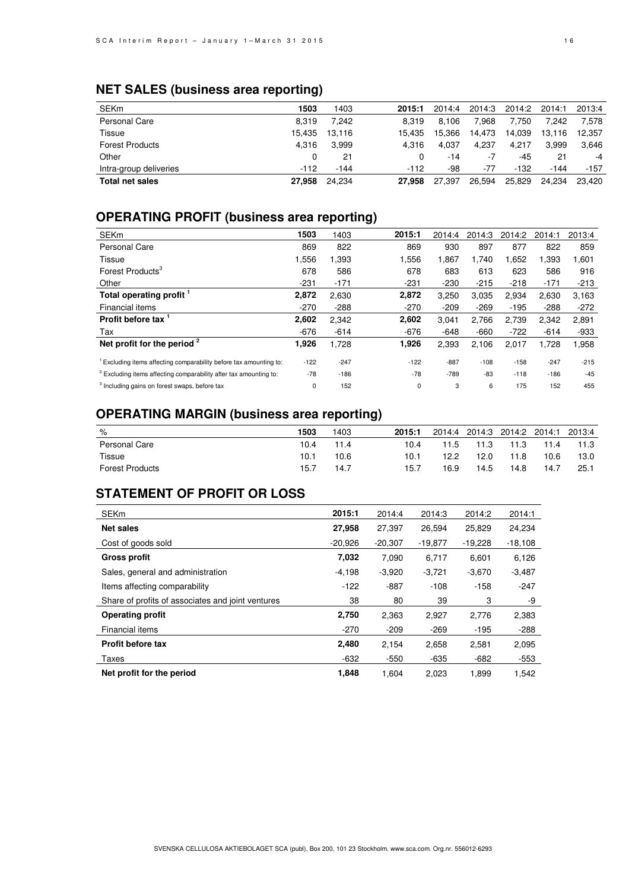## NET SALES (business area reporting)

| SEKm | 1503 | 1403 | 2015:1 | 2014:4 | 2014:3 | 2014:2 | 2014:1 | 2013:4 |
|---|---|---|---|---|---|---|---|---|
| Personal Care | 8,319 | 7,242 | 8,319 | 8,106 | 7,968 | 7,750 | 7,242 | 7,578 |
| Tissue | 15,435 | 13,116 | 15,435 | 15,366 | 14,473 | 14,039 | 13,116 | 12,357 |
| Forest Products | 4,316 | 3,999 | 4,316 | 4,037 | 4,237 | 4,217 | 3,999 | 3,646 |
| Other | 0 | 21 | 0 | -14 | -7 | -45 | 21 | -4 |
| Intra-group deliveries | -112 | -144 | -112 | -98 | -77 | -132 | -144 | -157 |
| **Total net sales** | **27,958** | 24,234 | **27,958** | 27,397 | 26,594 | 25,829 | 24,234 | 23,420 |

## OPERATING PROFIT (business area reporting)

| SEKm | 1503 | 1403 | 2015:1 | 2014:4 | 2014:3 | 2014:2 | 2014:1 | 2013:4 |
|---|---|---|---|---|---|---|---|---|
| Personal Care | 869 | 822 | 869 | 930 | 897 | 877 | 822 | 859 |
| Tissue | 1,556 | 1,393 | 1,556 | 1,867 | 1,740 | 1,652 | 1,393 | 1,601 |
| Forest Products[3] | 678 | 586 | 678 | 683 | 613 | 623 | 586 | 916 |
| Other | -231 | -171 | -231 | -230 | -215 | -218 | -171 | -213 |
| **Total operating profit [1]** | **2,872** | 2,630 | **2,872** | 3,250 | 3,035 | 2,934 | 2,630 | 3,163 |
| Financial items | -270 | -288 | -270 | -209 | -269 | -195 | -288 | -272 |
| **Profit before tax [1]** | **2,602** | 2,342 | **2,602** | 3,041 | 2,766 | 2,739 | 2,342 | 2,891 |
| Tax | -676 | -614 | -676 | -648 | -660 | -722 | -614 | -933 |
| **Net profit for the period [2]** | **1,926** | 1,728 | **1,926** | 2,393 | 2,106 | 2,017 | 1,728 | 1,958 |
| [1] Excluding items affecting comparability before tax amounting to: | -122 | -247 | -122 | -887 | -108 | -158 | -247 | -215 |
| [2] Excluding items affecting comparability after tax amounting to: | -78 | -186 | -78 | -789 | -83 | -118 | -186 | -45 |
| [3] Including gains on forest swaps, before tax | 0 | 152 | 0 | 3 | 6 | 175 | 152 | 455 |

## OPERATING MARGIN (business area reporting)

| % | 1503 | 1403 | 2015:1 | 2014:4 | 2014:3 | 2014:2 | 2014:1 | 2013:4 |
|---|---|---|---|---|---|---|---|---|
| Personal Care | 10.4 | 11.4 | 10.4 | 11.5 | 11.3 | 11.3 | 11.4 | 11.3 |
| Tissue | 10.1 | 10.6 | 10.1 | 12.2 | 12.0 | 11.8 | 10.6 | 13.0 |
| Forest Products | 15.7 | 14.7 | 15.7 | 16.9 | 14.5 | 14.8 | 14.7 | 25.1 |

## STATEMENT OF PROFIT OR LOSS

| SEKm | 2015:1 | 2014:4 | 2014:3 | 2014:2 | 2014:1 |
|---|---|---|---|---|---|
| **Net sales** | **27,958** | 27,397 | 26,594 | 25,829 | 24,234 |
| Cost of goods sold | -20,926 | -20,307 | -19,877 | -19,228 | -18,108 |
| **Gross profit** | **7,032** | 7,090 | 6,717 | 6,601 | 6,126 |
| Sales, general and administration | -4,198 | -3,920 | -3,721 | -3,670 | -3,487 |
| Items affecting comparability | -122 | -887 | -108 | -158 | -247 |
| Share of profits of associates and joint ventures | 38 | 80 | 39 | 3 | -9 |
| **Operating profit** | **2,750** | 2,363 | 2,927 | 2,776 | 2,383 |
| Financial items | -270 | -209 | -269 | -195 | -288 |
| **Profit before tax** | **2,480** | 2,154 | 2,658 | 2,581 | 2,095 |
| Taxes | -632 | -550 | -635 | -682 | -553 |
| **Net profit for the period** | **1,848** | 1,604 | 2,023 | 1,899 | 1,542 |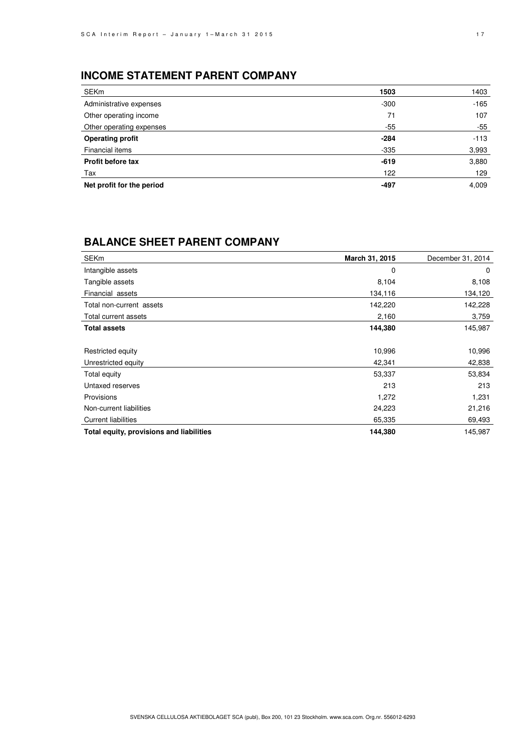## INCOME STATEMENT PARENT COMPANY

| SEKm | **1503** | 1403 |
|---|---|---|
| Administrative expenses | -300 | -165 |
| Other operating income | 71 | 107 |
| Other operating expenses | -55 | -55 |
| **Operating profit** | **-284** | -113 |
| Financial items | -335 | 3,993 |
| **Profit before tax** | **-619** | 3,880 |
| Tax | 122 | 129 |
| **Net profit for the period** | **-497** | 4,009 |

## BALANCE SHEET PARENT COMPANY

| SEKm | **March 31, 2015** | December 31, 2014 |
|---|---|---|
| Intangible assets | 0 | 0 |
| Tangible assets | 8,104 | 8,108 |
| Financial assets | 134,116 | 134,120 |
| Total non-current assets | 142,220 | 142,228 |
| Total current assets | 2,160 | 3,759 |
| **Total assets** | **144,380** | 145,987 |
| | | |
| Restricted equity | 10,996 | 10,996 |
| Unrestricted equity | 42,341 | 42,838 |
| Total equity | 53,337 | 53,834 |
| Untaxed reserves | 213 | 213 |
| Provisions | 1,272 | 1,231 |
| Non-current liabilities | 24,223 | 21,216 |
| Current liabilities | 65,335 | 69,493 |
| **Total equity, provisions and liabilities** | **144,380** | 145,987 |

SVENSKA CELLULOSA AKTIEBOLAGET SCA (publ), Box 200, 101 23 Stockholm. www.sca.com. Org.nr. 556012-6293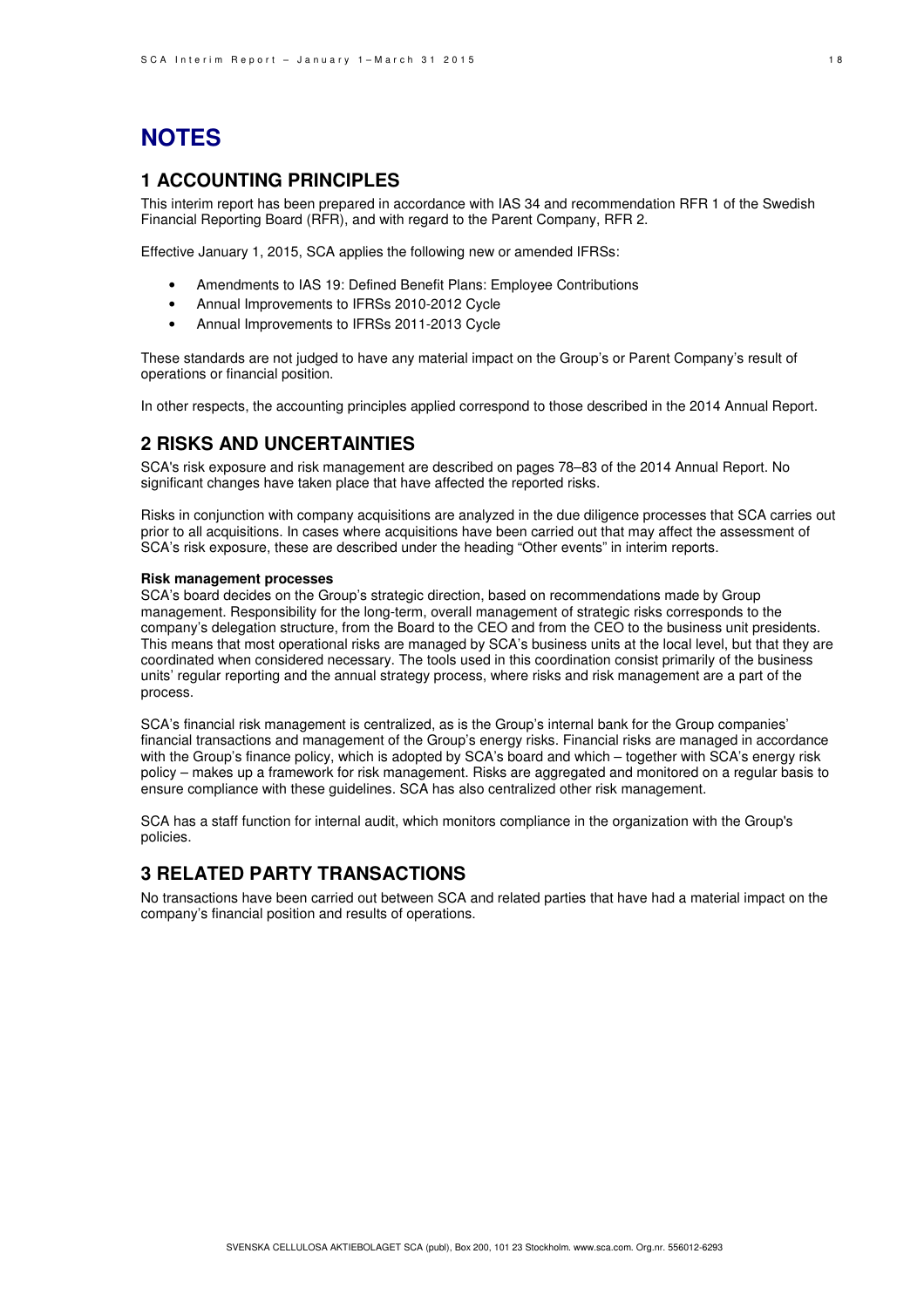# NOTES

## 1 ACCOUNTING PRINCIPLES

This interim report has been prepared in accordance with IAS 34 and recommendation RFR 1 of the Swedish Financial Reporting Board (RFR), and with regard to the Parent Company, RFR 2.

Effective January 1, 2015, SCA applies the following new or amended IFRSs:

- Amendments to IAS 19: Defined Benefit Plans: Employee Contributions
- Annual Improvements to IFRSs 2010-2012 Cycle
- Annual Improvements to IFRSs 2011-2013 Cycle

These standards are not judged to have any material impact on the Group's or Parent Company's result of operations or financial position.

In other respects, the accounting principles applied correspond to those described in the 2014 Annual Report.

## 2 RISKS AND UNCERTAINTIES

SCA's risk exposure and risk management are described on pages 78–83 of the 2014 Annual Report. No significant changes have taken place that have affected the reported risks.

Risks in conjunction with company acquisitions are analyzed in the due diligence processes that SCA carries out prior to all acquisitions. In cases where acquisitions have been carried out that may affect the assessment of SCA's risk exposure, these are described under the heading "Other events" in interim reports.

**Risk management processes**

SCA's board decides on the Group's strategic direction, based on recommendations made by Group management. Responsibility for the long-term, overall management of strategic risks corresponds to the company's delegation structure, from the Board to the CEO and from the CEO to the business unit presidents. This means that most operational risks are managed by SCA's business units at the local level, but that they are coordinated when considered necessary. The tools used in this coordination consist primarily of the business units' regular reporting and the annual strategy process, where risks and risk management are a part of the process.

SCA's financial risk management is centralized, as is the Group's internal bank for the Group companies' financial transactions and management of the Group's energy risks. Financial risks are managed in accordance with the Group's finance policy, which is adopted by SCA's board and which – together with SCA's energy risk policy – makes up a framework for risk management. Risks are aggregated and monitored on a regular basis to ensure compliance with these guidelines. SCA has also centralized other risk management.

SCA has a staff function for internal audit, which monitors compliance in the organization with the Group's policies.

## 3 RELATED PARTY TRANSACTIONS

No transactions have been carried out between SCA and related parties that have had a material impact on the company's financial position and results of operations.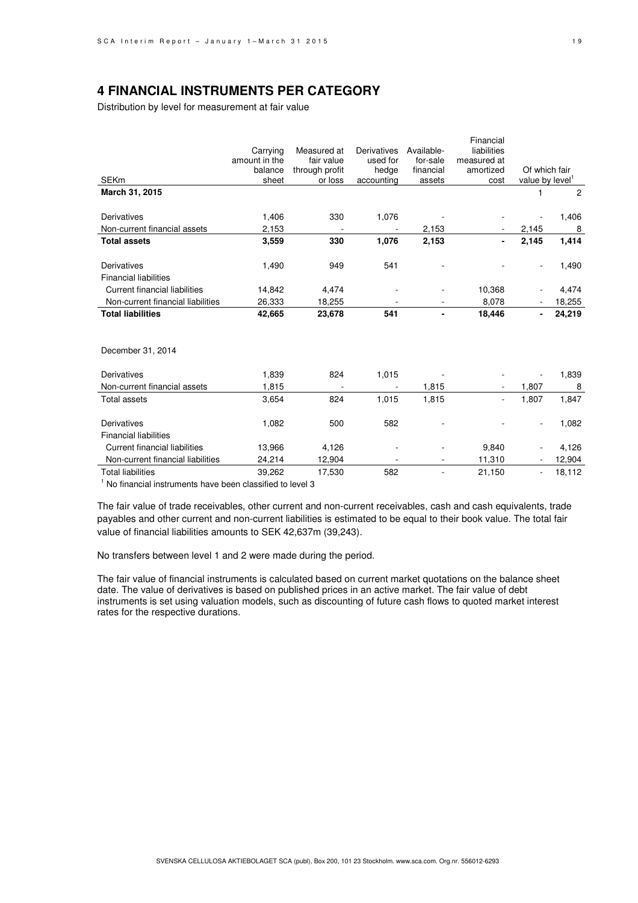## 4 FINANCIAL INSTRUMENTS PER CATEGORY

Distribution by level for measurement at fair value

| SEKm | Carrying amount in the balance sheet | Measured at fair value through profit or loss | Derivatives used for hedge accounting | Available-for-sale financial assets | Financial liabilities measured at amortized cost | Of which fair value by level[1] | |
|---|---|---|---|---|---|---|---|
| **March 31, 2015** | | | | | | 1 | 2 |
| Derivatives | 1,406 | 330 | 1,076 | - | - | - | 1,406 |
| Non-current financial assets | 2,153 | - | - | 2,153 | - | 2,145 | 8 |
| **Total assets** | **3,559** | **330** | **1,076** | **2,153** | **-** | **2,145** | **1,414** |
| Derivatives | 1,490 | 949 | 541 | - | - | - | 1,490 |
| Financial liabilities | | | | | | | |
| Current financial liabilities | 14,842 | 4,474 | - | - | 10,368 | - | 4,474 |
| Non-current financial liabilities | 26,333 | 18,255 | - | - | 8,078 | - | 18,255 |
| **Total liabilities** | **42,665** | **23,678** | **541** | **-** | **18,446** | **-** | **24,219** |
| December 31, 2014 | | | | | | | |
| Derivatives | 1,839 | 824 | 1,015 | - | - | - | 1,839 |
| Non-current financial assets | 1,815 | - | - | 1,815 | - | 1,807 | 8 |
| Total assets | 3,654 | 824 | 1,015 | 1,815 | - | 1,807 | 1,847 |
| Derivatives | 1,082 | 500 | 582 | - | - | - | 1,082 |
| Financial liabilities | | | | | | | |
| Current financial liabilities | 13,966 | 4,126 | - | - | 9,840 | - | 4,126 |
| Non-current financial liabilities | 24,214 | 12,904 | - | - | 11,310 | - | 12,904 |
| Total liabilities | 39,262 | 17,530 | 582 | - | 21,150 | - | 18,112 |

[1] No financial instruments have been classified to level 3

The fair value of trade receivables, other current and non-current receivables, cash and cash equivalents, trade payables and other current and non-current liabilities is estimated to be equal to their book value. The total fair value of financial liabilities amounts to SEK 42,637m (39,243).

No transfers between level 1 and 2 were made during the period.

The fair value of financial instruments is calculated based on current market quotations on the balance sheet date. The value of derivatives is based on published prices in an active market. The fair value of debt instruments is set using valuation models, such as discounting of future cash flows to quoted market interest rates for the respective durations.